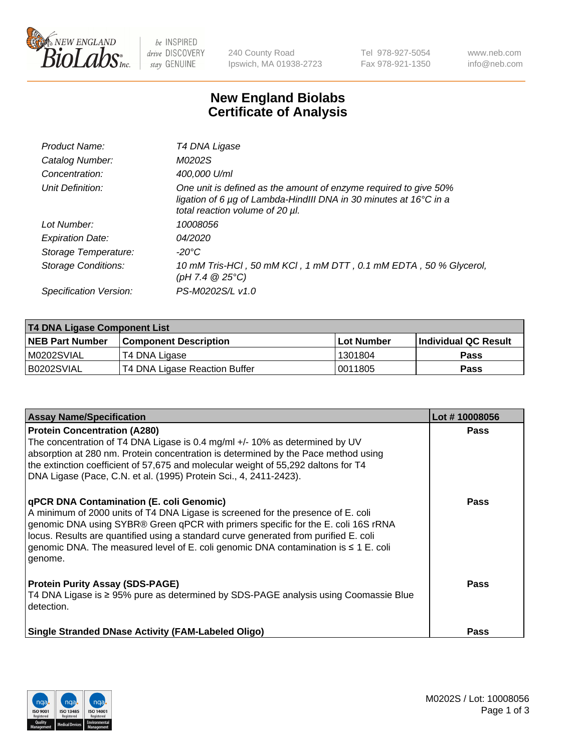# New England Biolabs Certificate of Analysis

| | |
|---|---|
| *Product Name:* | *T4 DNA Ligase* |
| *Catalog Number:* | *M0202S* |
| *Concentration:* | *400,000 U/ml* |
| *Unit Definition:* | *One unit is defined as the amount of enzyme required to give 50% ligation of 6 µg of Lambda-HindIII DNA in 30 minutes at 16°C in a total reaction volume of 20 µl.* |
| *Lot Number:* | *10008056* |
| *Expiration Date:* | *04/2020* |
| *Storage Temperature:* | *-20°C* |
| *Storage Conditions:* | *10 mM Tris-HCl , 50 mM KCl , 1 mM DTT , 0.1 mM EDTA , 50 % Glycerol, (pH 7.4 @ 25°C)* |
| *Specification Version:* | *PS-M0202S/L v1.0* |

| T4 DNA Ligase Component List | | | |
|---|---|---|---|
| **NEB Part Number** | **Component Description** | **Lot Number** | **Individual QC Result** |
| M0202SVIAL | T4 DNA Ligase | 1301804 | **Pass** |
| B0202SVIAL | T4 DNA Ligase Reaction Buffer | 0011805 | **Pass** |

| Assay Name/Specification | Lot # 10008056 |
|---|---|
| **Protein Concentration (A280)**<br>The concentration of T4 DNA Ligase is 0.4 mg/ml +/- 10% as determined by UV absorption at 280 nm. Protein concentration is determined by the Pace method using the extinction coefficient of 57,675 and molecular weight of 55,292 daltons for T4 DNA Ligase (Pace, C.N. et al. (1995) Protein Sci., 4, 2411-2423). | **Pass** |
| **qPCR DNA Contamination (E. coli Genomic)**<br>A minimum of 2000 units of T4 DNA Ligase is screened for the presence of E. coli genomic DNA using SYBR® Green qPCR with primers specific for the E. coli 16S rRNA locus. Results are quantified using a standard curve generated from purified E. coli genomic DNA. The measured level of E. coli genomic DNA contamination is ≤ 1 E. coli genome. | **Pass** |
| **Protein Purity Assay (SDS-PAGE)**<br>T4 DNA Ligase is ≥ 95% pure as determined by SDS-PAGE analysis using Coomassie Blue detection. | **Pass** |
| **Single Stranded DNase Activity (FAM-Labeled Oligo)** | **Pass** |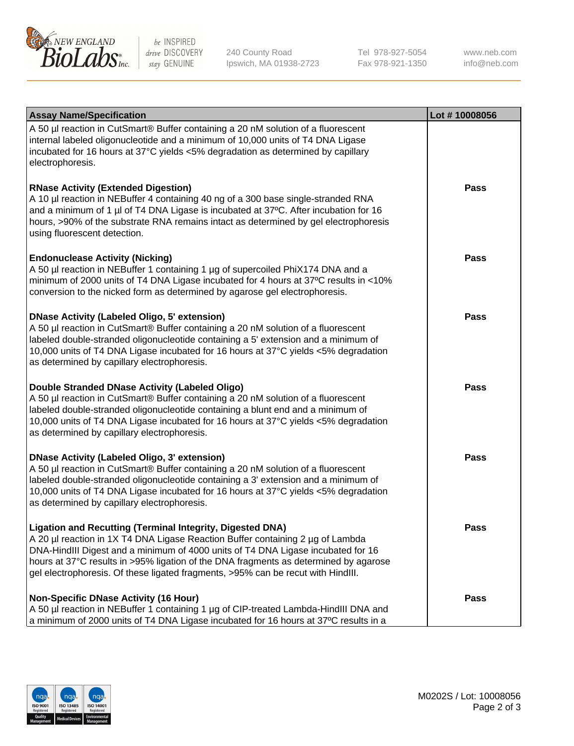| Assay Name/Specification | Lot # 10008056 |
| --- | --- |
| A 50 µl reaction in CutSmart® Buffer containing a 20 nM solution of a fluorescent internal labeled oligonucleotide and a minimum of 10,000 units of T4 DNA Ligase incubated for 16 hours at 37°C yields <5% degradation as determined by capillary electrophoresis. | |
| **RNase Activity (Extended Digestion)**<br>A 10 µl reaction in NEBuffer 4 containing 40 ng of a 300 base single-stranded RNA and a minimum of 1 µl of T4 DNA Ligase is incubated at 37ºC. After incubation for 16 hours, >90% of the substrate RNA remains intact as determined by gel electrophoresis using fluorescent detection. | **Pass** |
| **Endonuclease Activity (Nicking)**<br>A 50 µl reaction in NEBuffer 1 containing 1 µg of supercoiled PhiX174 DNA and a minimum of 2000 units of T4 DNA Ligase incubated for 4 hours at 37ºC results in <10% conversion to the nicked form as determined by agarose gel electrophoresis. | **Pass** |
| **DNase Activity (Labeled Oligo, 5' extension)**<br>A 50 µl reaction in CutSmart® Buffer containing a 20 nM solution of a fluorescent labeled double-stranded oligonucleotide containing a 5' extension and a minimum of 10,000 units of T4 DNA Ligase incubated for 16 hours at 37°C yields <5% degradation as determined by capillary electrophoresis. | **Pass** |
| **Double Stranded DNase Activity (Labeled Oligo)**<br>A 50 µl reaction in CutSmart® Buffer containing a 20 nM solution of a fluorescent labeled double-stranded oligonucleotide containing a blunt end and a minimum of 10,000 units of T4 DNA Ligase incubated for 16 hours at 37°C yields <5% degradation as determined by capillary electrophoresis. | **Pass** |
| **DNase Activity (Labeled Oligo, 3' extension)**<br>A 50 µl reaction in CutSmart® Buffer containing a 20 nM solution of a fluorescent labeled double-stranded oligonucleotide containing a 3' extension and a minimum of 10,000 units of T4 DNA Ligase incubated for 16 hours at 37°C yields <5% degradation as determined by capillary electrophoresis. | **Pass** |
| **Ligation and Recutting (Terminal Integrity, Digested DNA)**<br>A 20 µl reaction in 1X T4 DNA Ligase Reaction Buffer containing 2 µg of Lambda DNA-HindIII Digest and a minimum of 4000 units of T4 DNA Ligase incubated for 16 hours at 37°C results in >95% ligation of the DNA fragments as determined by agarose gel electrophoresis. Of these ligated fragments, >95% can be recut with HindIII. | **Pass** |
| **Non-Specific DNase Activity (16 Hour)**<br>A 50 µl reaction in NEBuffer 1 containing 1 µg of CIP-treated Lambda-HindIII DNA and a minimum of 2000 units of T4 DNA Ligase incubated for 16 hours at 37ºC results in a | **Pass** |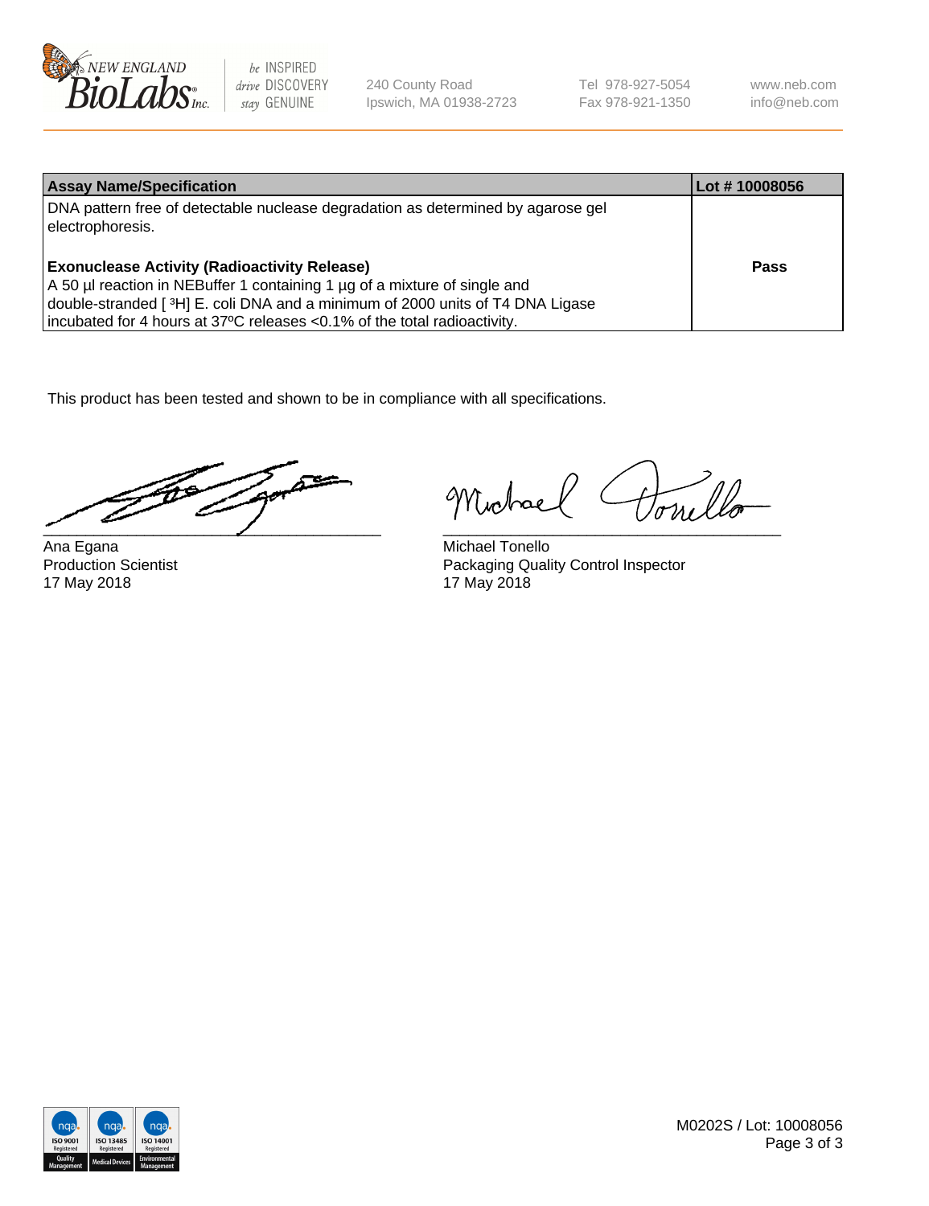NEW ENGLAND BioLabs Inc. — be INSPIRED drive DISCOVERY stay GENUINE

240 County Road
Ipswich, MA 01938-2723

Tel 978-927-5054
Fax 978-921-1350

www.neb.com
info@neb.com

| Assay Name/Specification | Lot # 10008056 |
| --- | --- |
| DNA pattern free of detectable nuclease degradation as determined by agarose gel electrophoresis. | |
| **Exonuclease Activity (Radioactivity Release)** A 50 µl reaction in NEBuffer 1 containing 1 µg of a mixture of single and double-stranded [ $^3$H] E. coli DNA and a minimum of 2000 units of T4 DNA Ligase incubated for 4 hours at 37ºC releases <0.1% of the total radioactivity. | **Pass** |

This product has been tested and shown to be in compliance with all specifications.

Ana Egana
Production Scientist
17 May 2018

Michael Tonello
Packaging Quality Control Inspector
17 May 2018

M0202S / Lot: 10008056